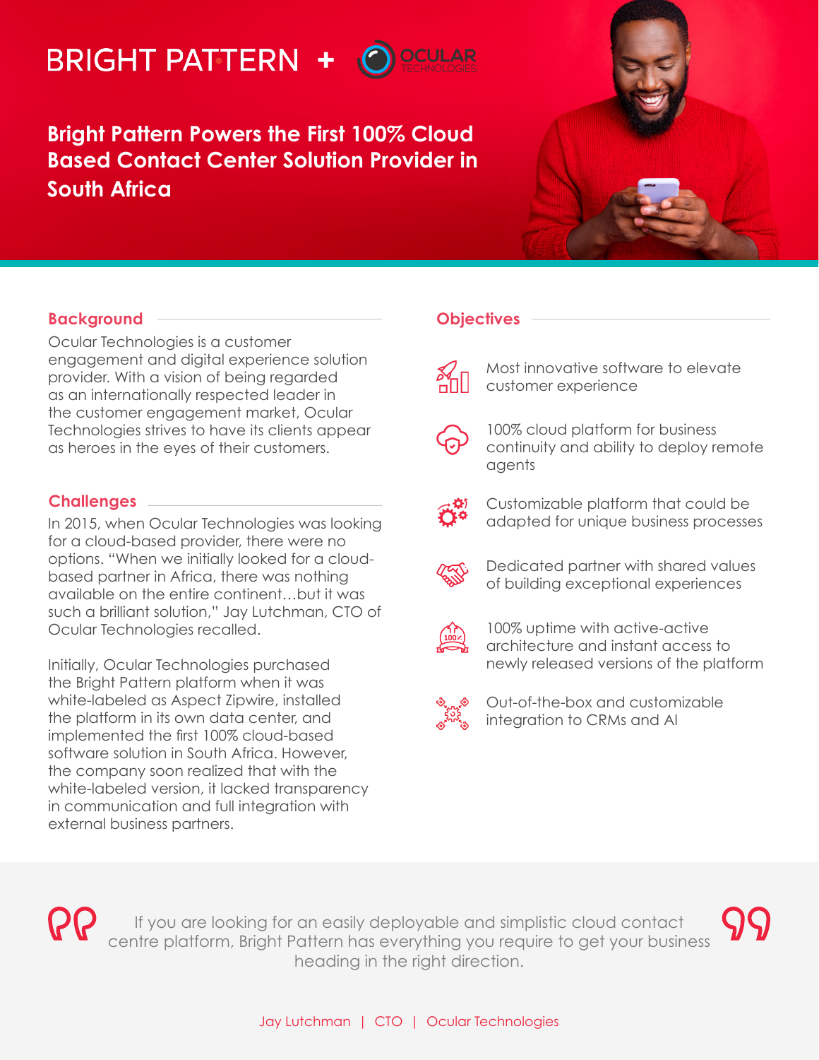BRIGHT PATTERN + OCULAR TECHNOLOGIES

# Bright Pattern Powers the First 100% Cloud Based Contact Center Solution Provider in South Africa

## Background

Ocular Technologies is a customer engagement and digital experience solution provider. With a vision of being regarded as an internationally respected leader in the customer engagement market, Ocular Technologies strives to have its clients appear as heroes in the eyes of their customers.

## Challenges

In 2015, when Ocular Technologies was looking for a cloud-based provider, there were no options. "When we initially looked for a cloud-based partner in Africa, there was nothing available on the entire continent…but it was such a brilliant solution," Jay Lutchman, CTO of Ocular Technologies recalled.

Initially, Ocular Technologies purchased the Bright Pattern platform when it was white-labeled as Aspect Zipwire, installed the platform in its own data center, and implemented the first 100% cloud-based software solution in South Africa. However, the company soon realized that with the white-labeled version, it lacked transparency in communication and full integration with external business partners.

## Objectives

- Most innovative software to elevate customer experience
- 100% cloud platform for business continuity and ability to deploy remote agents
- Customizable platform that could be adapted for unique business processes
- Dedicated partner with shared values of building exceptional experiences
- 100% uptime with active-active architecture and instant access to newly released versions of the platform
- Out-of-the-box and customizable integration to CRMs and AI

> If you are looking for an easily deployable and simplistic cloud contact centre platform, Bright Pattern has everything you require to get your business heading in the right direction.

Jay Lutchman | CTO | Ocular Technologies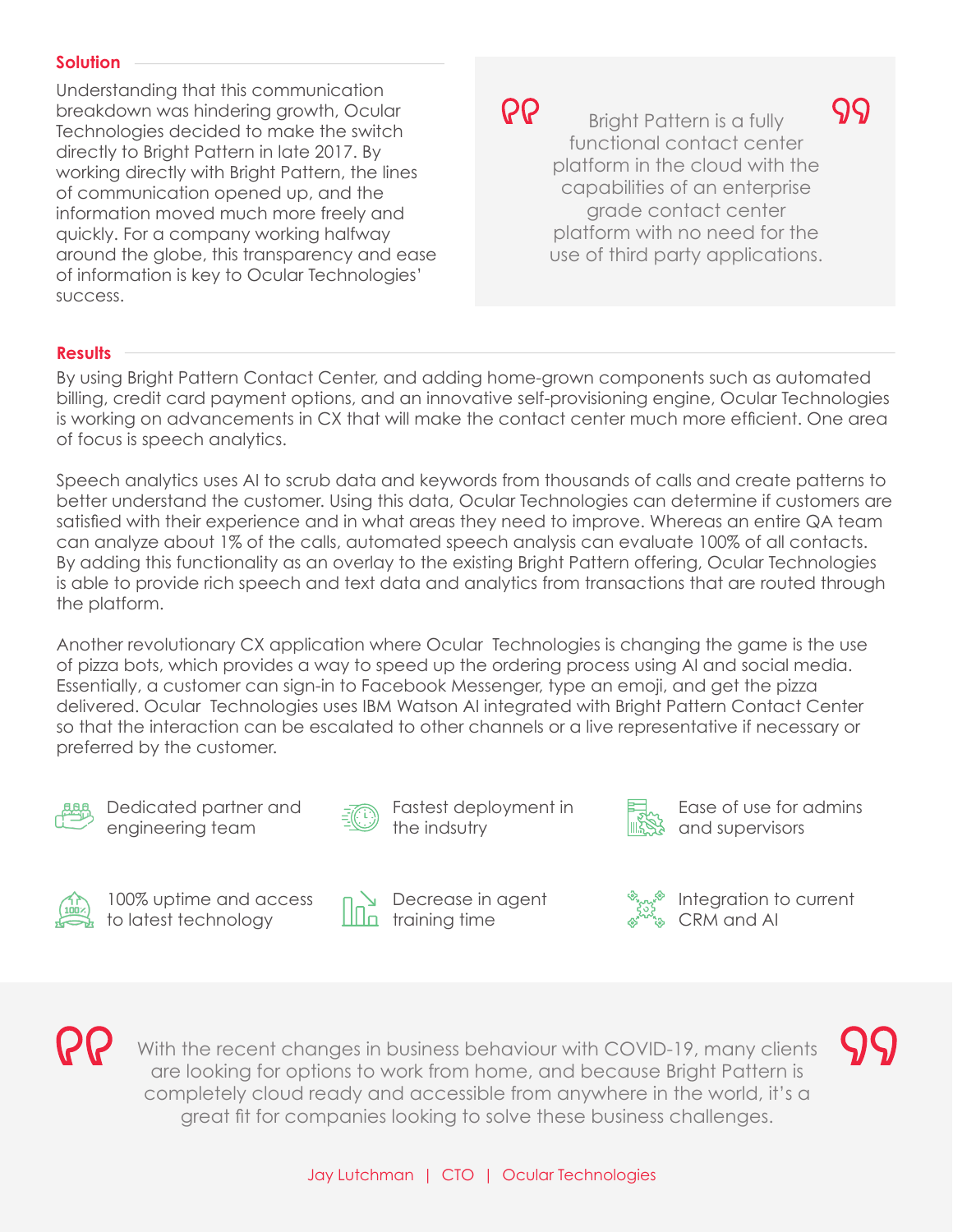## Solution

Understanding that this communication breakdown was hindering growth, Ocular Technologies decided to make the switch directly to Bright Pattern in late 2017. By working directly with Bright Pattern, the lines of communication opened up, and the information moved much more freely and quickly. For a company working halfway around the globe, this transparency and ease of information is key to Ocular Technologies' success.

> Bright Pattern is a fully functional contact center platform in the cloud with the capabilities of an enterprise grade contact center platform with no need for the use of third party applications.

## Results

By using Bright Pattern Contact Center, and adding home-grown components such as automated billing, credit card payment options, and an innovative self-provisioning engine, Ocular Technologies is working on advancements in CX that will make the contact center much more efficient. One area of focus is speech analytics.

Speech analytics uses AI to scrub data and keywords from thousands of calls and create patterns to better understand the customer. Using this data, Ocular Technologies can determine if customers are satisfied with their experience and in what areas they need to improve. Whereas an entire QA team can analyze about 1% of the calls, automated speech analysis can evaluate 100% of all contacts. By adding this functionality as an overlay to the existing Bright Pattern offering, Ocular Technologies is able to provide rich speech and text data and analytics from transactions that are routed through the platform.

Another revolutionary CX application where Ocular Technologies is changing the game is the use of pizza bots, which provides a way to speed up the ordering process using AI and social media. Essentially, a customer can sign-in to Facebook Messenger, type an emoji, and get the pizza delivered. Ocular Technologies uses IBM Watson AI integrated with Bright Pattern Contact Center so that the interaction can be escalated to other channels or a live representative if necessary or preferred by the customer.

- Dedicated partner and engineering team
- Fastest deployment in the indsutry
- Ease of use for admins and supervisors
- 100% uptime and access to latest technology
- Decrease in agent training time
- Integration to current CRM and AI

> With the recent changes in business behaviour with COVID-19, many clients are looking for options to work from home, and because Bright Pattern is completely cloud ready and accessible from anywhere in the world, it's a great fit for companies looking to solve these business challenges.

Jay Lutchman | CTO | Ocular Technologies